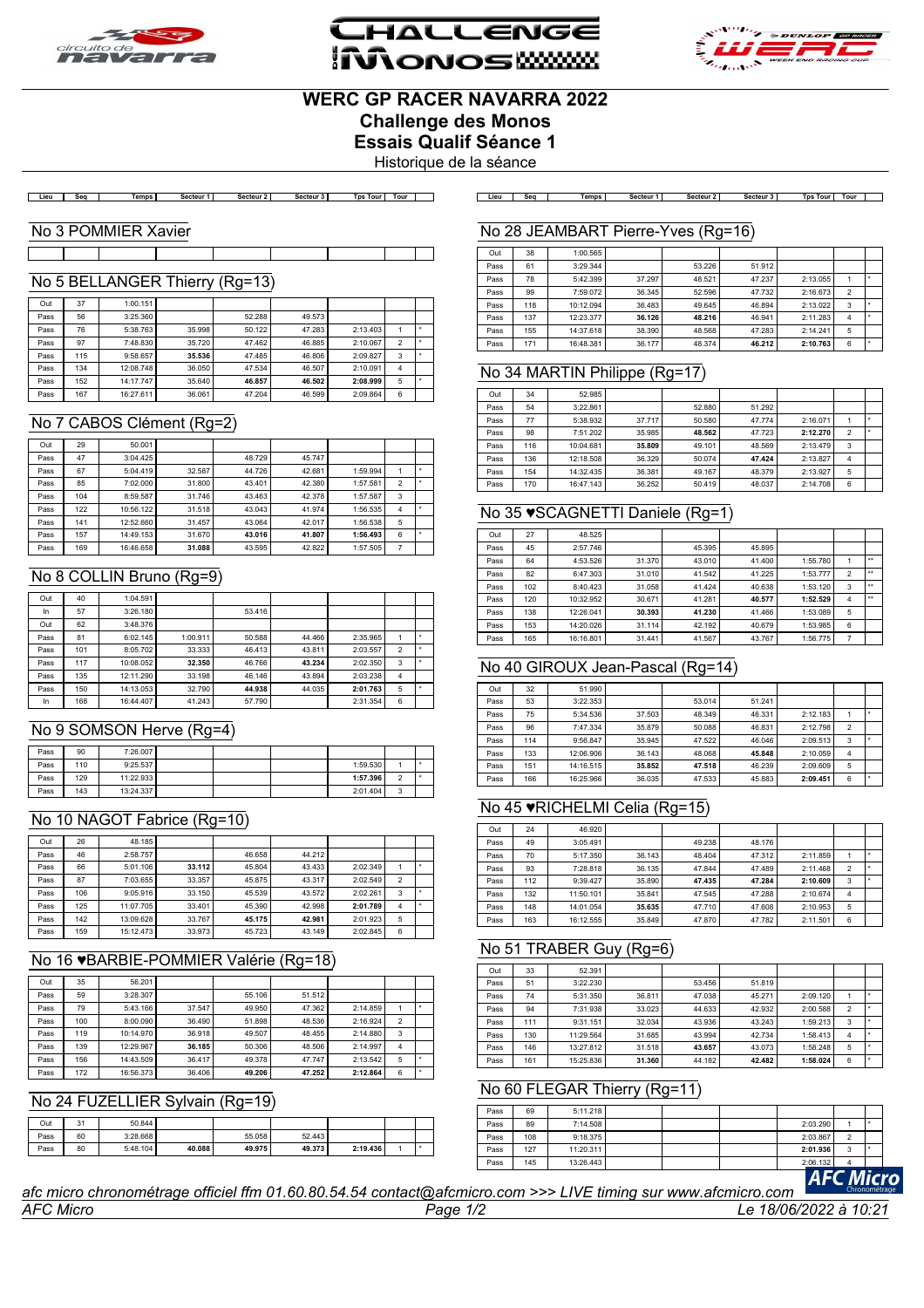# WERC GP RACER NAVARRA 2022
## Challenge des Monos
## Essais Qualif Séance 1
Historique de la séance

### No 3 POMMIER Xavier

| Lieu | Seq | Temps | Secteur 1 | Secteur 2 | Secteur 3 | Tps Tour | Tour | |
|---|---|---|---|---|---|---|---|---|
| | | | | | | | | |

### No 5 BELLANGER Thierry (Rg=13)

| Lieu | Seq | Temps | Secteur 1 | Secteur 2 | Secteur 3 | Tps Tour | Tour | |
|---|---|---|---|---|---|---|---|---|
| Out | 37 | 1:00.151 | | | | | | |
| Pass | 56 | 3:25.360 | | 52.288 | 49.573 | | | |
| Pass | 76 | 5:38.763 | 35.998 | 50.122 | 47.283 | 2:13.403 | 1 | * |
| Pass | 97 | 7:48.830 | 35.720 | 47.462 | 46.885 | 2:10.067 | 2 | * |
| Pass | 115 | 9:58.657 | **35.536** | 47.485 | 46.806 | 2:09.827 | 3 | * |
| Pass | 134 | 12:08.748 | 36.050 | 47.534 | 46.507 | 2:10.091 | 4 | |
| Pass | 152 | 14:17.747 | 35.640 | **46.857** | **46.502** | **2:08.999** | 5 | * |
| Pass | 167 | 16:27.611 | 36.061 | 47.204 | 46.599 | 2:09.864 | 6 | |

### No 7 CABOS Clément (Rg=2)

| Lieu | Seq | Temps | Secteur 1 | Secteur 2 | Secteur 3 | Tps Tour | Tour | |
|---|---|---|---|---|---|---|---|---|
| Out | 29 | 50.001 | | | | | | |
| Pass | 47 | 3:04.425 | | 48.729 | 45.747 | | | |
| Pass | 67 | 5:04.419 | 32.587 | 44.726 | 42.681 | 1:59.994 | 1 | * |
| Pass | 85 | 7:02.000 | 31.800 | 43.401 | 42.380 | 1:57.581 | 2 | * |
| Pass | 104 | 8:59.587 | 31.746 | 43.463 | 42.378 | 1:57.587 | 3 | |
| Pass | 122 | 10:56.122 | 31.518 | 43.043 | 41.974 | 1:56.535 | 4 | * |
| Pass | 141 | 12:52.660 | 31.457 | 43.064 | 42.017 | 1:56.538 | 5 | |
| Pass | 157 | 14:49.153 | 31.670 | **43.016** | **41.807** | **1:56.493** | 6 | * |
| Pass | 169 | 16:46.658 | **31.088** | 43.595 | 42.822 | 1:57.505 | 7 | |

### No 8 COLLIN Bruno (Rg=9)

| Lieu | Seq | Temps | Secteur 1 | Secteur 2 | Secteur 3 | Tps Tour | Tour | |
|---|---|---|---|---|---|---|---|---|
| Out | 40 | 1:04.591 | | | | | | |
| In | 57 | 3:26.180 | | 53.416 | | | | |
| Out | 62 | 3:48.376 | | | | | | |
| Pass | 81 | 6:02.145 | 1:00.911 | 50.588 | 44.466 | 2:35.965 | 1 | * |
| Pass | 101 | 8:05.702 | 33.333 | 46.413 | 43.811 | 2:03.557 | 2 | * |
| Pass | 117 | 10:08.052 | **32.350** | 46.766 | **43.234** | 2:02.350 | 3 | * |
| Pass | 135 | 12:11.290 | 33.198 | 46.146 | 43.894 | 2:03.238 | 4 | |
| Pass | 150 | 14:13.053 | 32.790 | **44.938** | 44.035 | **2:01.763** | 5 | * |
| In | 168 | 16:44.407 | 41.243 | 57.790 | | 2:31.354 | 6 | |

### No 9 SOMSON Herve (Rg=4)

| Lieu | Seq | Temps | Secteur 1 | Secteur 2 | Secteur 3 | Tps Tour | Tour | |
|---|---|---|---|---|---|---|---|---|
| Pass | 90 | 7:26.007 | | | | | | |
| Pass | 110 | 9:25.537 | | | | 1:59.530 | 1 | * |
| Pass | 129 | 11:22.933 | | | | **1:57.396** | 2 | * |
| Pass | 143 | 13:24.337 | | | | 2:01.404 | 3 | |

### No 10 NAGOT Fabrice (Rg=10)

| Lieu | Seq | Temps | Secteur 1 | Secteur 2 | Secteur 3 | Tps Tour | Tour | |
|---|---|---|---|---|---|---|---|---|
| Out | 26 | 48.185 | | | | | | |
| Pass | 46 | 2:58.757 | | 46.658 | 44.212 | | | |
| Pass | 66 | 5:01.106 | **33.112** | 45.804 | 43.433 | 2:02.349 | 1 | * |
| Pass | 87 | 7:03.655 | 33.357 | 45.875 | 43.317 | 2:02.549 | 2 | |
| Pass | 106 | 9:05.916 | 33.150 | 45.539 | 43.572 | 2:02.261 | 3 | * |
| Pass | 125 | 11:07.705 | 33.401 | 45.390 | 42.998 | **2:01.789** | 4 | * |
| Pass | 142 | 13:09.628 | 33.767 | **45.175** | **42.981** | 2:01.923 | 5 | |
| Pass | 159 | 15:12.473 | 33.973 | 45.723 | 43.149 | 2:02.845 | 6 | |

### No 16 ♥BARBIE-POMMIER Valérie (Rg=18)

| Lieu | Seq | Temps | Secteur 1 | Secteur 2 | Secteur 3 | Tps Tour | Tour | |
|---|---|---|---|---|---|---|---|---|
| Out | 35 | 56.201 | | | | | | |
| Pass | 59 | 3:28.307 | | 55.106 | 51.512 | | | |
| Pass | 79 | 5:43.166 | 37.547 | 49.950 | 47.362 | 2:14.859 | 1 | * |
| Pass | 100 | 8:00.090 | 36.490 | 51.898 | 48.536 | 2:16.924 | 2 | |
| Pass | 119 | 10:14.970 | 36.918 | 49.507 | 48.455 | 2:14.880 | 3 | |
| Pass | 139 | 12:29.967 | **36.185** | 50.306 | 48.506 | 2:14.997 | 4 | |
| Pass | 156 | 14:43.509 | 36.417 | 49.378 | 47.747 | 2:13.542 | 5 | * |
| Pass | 172 | 16:56.373 | 36.406 | **49.206** | **47.252** | **2:12.864** | 6 | * |

### No 24 FUZELLIER Sylvain (Rg=19)

| Lieu | Seq | Temps | Secteur 1 | Secteur 2 | Secteur 3 | Tps Tour | Tour | |
|---|---|---|---|---|---|---|---|---|
| Out | 31 | 50.844 | | | | | | |
| Pass | 60 | 3:28.668 | | 55.058 | 52.443 | | | |
| Pass | 80 | 5:48.104 | **40.088** | **49.975** | **49.373** | **2:19.436** | 1 | * |

### No 28 JEAMBART Pierre-Yves (Rg=16)

| Lieu | Seq | Temps | Secteur 1 | Secteur 2 | Secteur 3 | Tps Tour | Tour | |
|---|---|---|---|---|---|---|---|---|
| Out | 38 | 1:00.565 | | | | | | |
| Pass | 61 | 3:29.344 | | 53.226 | 51.912 | | | |
| Pass | 78 | 5:42.399 | 37.297 | 48.521 | 47.237 | 2:13.055 | 1 | * |
| Pass | 99 | 7:59.072 | 36.345 | 52.596 | 47.732 | 2:16.673 | 2 | |
| Pass | 118 | 10:12.094 | 36.483 | 49.645 | 46.894 | 2:13.022 | 3 | * |
| Pass | 137 | 12:23.377 | **36.126** | **48.216** | 46.941 | 2:11.283 | 4 | * |
| Pass | 155 | 14:37.618 | 38.390 | 48.568 | 47.283 | 2:14.241 | 5 | |
| Pass | 171 | 16:48.381 | 36.177 | 48.374 | **46.212** | **2:10.763** | 6 | * |

### No 34 MARTIN Philippe (Rg=17)

| Lieu | Seq | Temps | Secteur 1 | Secteur 2 | Secteur 3 | Tps Tour | Tour | |
|---|---|---|---|---|---|---|---|---|
| Out | 34 | 52.985 | | | | | | |
| Pass | 54 | 3:22.861 | | 52.880 | 51.292 | | | |
| Pass | 77 | 5:38.932 | 37.717 | 50.580 | 47.774 | 2:16.071 | 1 | * |
| Pass | 98 | 7:51.202 | 35.985 | **48.562** | 47.723 | **2:12.270** | 2 | * |
| Pass | 116 | 10:04.681 | **35.809** | 49.101 | 48.569 | 2:13.479 | 3 | |
| Pass | 136 | 12:18.508 | 36.329 | 50.074 | **47.424** | 2:13.827 | 4 | |
| Pass | 154 | 14:32.435 | 36.381 | 49.167 | 48.379 | 2:13.927 | 5 | |
| Pass | 170 | 16:47.143 | 36.252 | 50.419 | 48.037 | 2:14.708 | 6 | |

### No 35 ♥SCAGNETTI Daniele (Rg=1)

| Lieu | Seq | Temps | Secteur 1 | Secteur 2 | Secteur 3 | Tps Tour | Tour | |
|---|---|---|---|---|---|---|---|---|
| Out | 27 | 48.525 | | | | | | |
| Pass | 45 | 2:57.746 | | 45.395 | 45.895 | | | |
| Pass | 64 | 4:53.526 | 31.370 | 43.010 | 41.400 | 1:55.780 | 1 | ** |
| Pass | 82 | 6:47.303 | 31.010 | 41.542 | 41.225 | 1:53.777 | 2 | ** |
| Pass | 102 | 8:40.423 | 31.058 | 41.424 | 40.638 | 1:53.120 | 3 | ** |
| Pass | 120 | 10:32.952 | 30.671 | 41.281 | **40.577** | **1:52.529** | 4 | ** |
| Pass | 138 | 12:26.041 | **30.393** | **41.230** | 41.466 | 1:53.089 | 5 | |
| Pass | 153 | 14:20.026 | 31.114 | 42.192 | 40.679 | 1:53.985 | 6 | |
| Pass | 165 | 16:16.801 | 31.441 | 41.567 | 43.767 | 1:56.775 | 7 | |

### No 40 GIROUX Jean-Pascal (Rg=14)

| Lieu | Seq | Temps | Secteur 1 | Secteur 2 | Secteur 3 | Tps Tour | Tour | |
|---|---|---|---|---|---|---|---|---|
| Out | 32 | 51.990 | | | | | | |
| Pass | 53 | 3:22.353 | | 53.014 | 51.241 | | | |
| Pass | 75 | 5:34.536 | 37.503 | 48.349 | 46.331 | 2:12.183 | 1 | * |
| Pass | 96 | 7:47.334 | 35.879 | 50.088 | 46.831 | 2:12.798 | 2 | |
| Pass | 114 | 9:56.847 | 35.945 | 47.522 | 46.046 | 2:09.513 | 3 | * |
| Pass | 133 | 12:06.906 | 36.143 | 48.068 | **45.848** | 2:10.059 | 4 | |
| Pass | 151 | 14:16.515 | **35.852** | **47.518** | 46.239 | 2:09.609 | 5 | |
| Pass | 166 | 16:25.966 | 36.035 | 47.533 | 45.883 | **2:09.451** | 6 | * |

### No 45 ♥RICHELMI Celia (Rg=15)

| Lieu | Seq | Temps | Secteur 1 | Secteur 2 | Secteur 3 | Tps Tour | Tour | |
|---|---|---|---|---|---|---|---|---|
| Out | 24 | 46.920 | | | | | | |
| Pass | 49 | 3:05.491 | | 49.238 | 48.176 | | | |
| Pass | 70 | 5:17.350 | 36.143 | 48.404 | 47.312 | 2:11.859 | 1 | * |
| Pass | 93 | 7:28.818 | 36.135 | 47.844 | 47.489 | 2:11.468 | 2 | * |
| Pass | 112 | 9:39.427 | 35.890 | **47.435** | **47.284** | **2:10.609** | 3 | * |
| Pass | 132 | 11:50.101 | 35.841 | 47.545 | 47.288 | 2:10.674 | 4 | |
| Pass | 148 | 14:01.054 | **35.635** | 47.710 | 47.608 | 2:10.953 | 5 | |
| Pass | 163 | 16:12.555 | 35.849 | 47.870 | 47.782 | 2:11.501 | 6 | |

### No 51 TRABER Guy (Rg=6)

| Lieu | Seq | Temps | Secteur 1 | Secteur 2 | Secteur 3 | Tps Tour | Tour | |
|---|---|---|---|---|---|---|---|---|
| Out | 33 | 52.391 | | | | | | |
| Pass | 51 | 3:22.230 | | 53.456 | 51.819 | | | |
| Pass | 74 | 5:31.350 | 36.811 | 47.038 | 45.271 | 2:09.120 | 1 | * |
| Pass | 94 | 7:31.938 | 33.023 | 44.633 | 42.932 | 2:00.588 | 2 | * |
| Pass | 111 | 9:31.151 | 32.034 | 43.936 | 43.243 | 1:59.213 | 3 | * |
| Pass | 130 | 11:29.564 | 31.685 | 43.994 | 42.734 | 1:58.413 | 4 | * |
| Pass | 146 | 13:27.812 | 31.518 | **43.657** | 43.073 | 1:58.248 | 5 | * |
| Pass | 161 | 15:25.836 | **31.360** | 44.182 | **42.482** | **1:58.024** | 6 | * |

### No 60 FLEGAR Thierry (Rg=11)

| Lieu | Seq | Temps | Secteur 1 | Secteur 2 | Secteur 3 | Tps Tour | Tour | |
|---|---|---|---|---|---|---|---|---|
| Pass | 69 | 5:11.218 | | | | | | |
| Pass | 89 | 7:14.508 | | | | 2:03.290 | 1 | * |
| Pass | 108 | 9:18.375 | | | | 2:03.867 | 2 | |
| Pass | 127 | 11:20.311 | | | | **2:01.936** | 3 | * |
| Pass | 145 | 13:26.443 | | | | 2:06.132 | 4 | |

*afc micro chronométrage officiel ffm 01.60.80.54.54 contact@afcmicro.com >>> LIVE timing sur www.afcmicro.com*

*AFC Micro* — *Le 18/06/2022 à 10:21*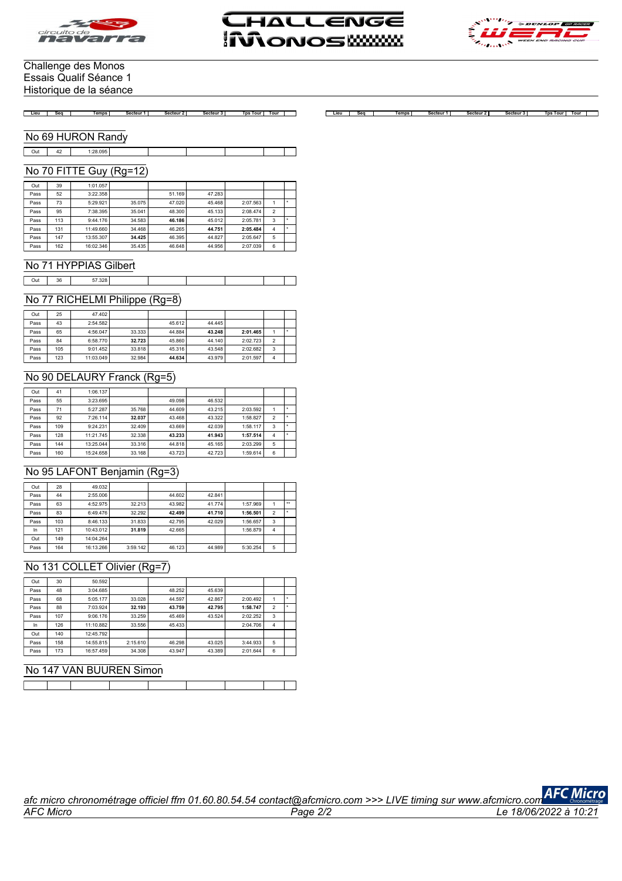Challenge des Monos
Essais Qualif Séance 1
Historique de la séance

| Lieu | Seq | Temps | Secteur 1 | Secteur 2 | Secteur 3 | Tps Tour | Tour | |
|---|---|---|---|---|---|---|---|---|

## No 69 HURON Randy

| | | | | | | | | |
|---|---|---|---|---|---|---|---|---|
| Out | 42 | 1:28.095 | | | | | | |

## No 70 FITTE Guy (Rg=12)

| | | | | | | | | |
|---|---|---|---|---|---|---|---|---|
| Out | 39 | 1:01.057 | | | | | | |
| Pass | 52 | 3:22.358 | | 51.169 | 47.283 | | | |
| Pass | 73 | 5:29.921 | 35.075 | 47.020 | 45.468 | 2:07.563 | 1 | * |
| Pass | 95 | 7:38.395 | 35.041 | 48.300 | 45.133 | 2:08.474 | 2 | |
| Pass | 113 | 9:44.176 | 34.583 | **46.186** | 45.012 | 2:05.781 | 3 | * |
| Pass | 131 | 11:49.660 | 34.468 | 46.265 | **44.751** | **2:05.484** | 4 | * |
| Pass | 147 | 13:55.307 | **34.425** | 46.395 | 44.827 | 2:05.647 | 5 | |
| Pass | 162 | 16:02.346 | 35.435 | 46.648 | 44.956 | 2:07.039 | 6 | |

## No 71 HYPPIAS Gilbert

| | | | | | | | | |
|---|---|---|---|---|---|---|---|---|
| Out | 36 | 57.328 | | | | | | |

## No 77 RICHELMI Philippe (Rg=8)

| | | | | | | | | |
|---|---|---|---|---|---|---|---|---|
| Out | 25 | 47.402 | | | | | | |
| Pass | 43 | 2:54.582 | | 45.612 | 44.445 | | | |
| Pass | 65 | 4:56.047 | 33.333 | 44.884 | **43.248** | **2:01.465** | 1 | * |
| Pass | 84 | 6:58.770 | **32.723** | 45.860 | 44.140 | 2:02.723 | 2 | |
| Pass | 105 | 9:01.452 | 33.818 | 45.316 | 43.548 | 2:02.682 | 3 | |
| Pass | 123 | 11:03.049 | 32.984 | **44.634** | 43.979 | 2:01.597 | 4 | |

## No 90 DELAURY Franck (Rg=5)

| | | | | | | | | |
|---|---|---|---|---|---|---|---|---|
| Out | 41 | 1:06.137 | | | | | | |
| Pass | 55 | 3:23.695 | | 49.098 | 46.532 | | | |
| Pass | 71 | 5:27.287 | 35.768 | 44.609 | 43.215 | 2:03.592 | 1 | * |
| Pass | 92 | 7:26.114 | **32.037** | 43.468 | 43.322 | 1:58.827 | 2 | * |
| Pass | 109 | 9:24.231 | 32.409 | 43.669 | 42.039 | 1:58.117 | 3 | * |
| Pass | 128 | 11:21.745 | 32.338 | **43.233** | **41.943** | **1:57.514** | 4 | * |
| Pass | 144 | 13:25.044 | 33.316 | 44.818 | 45.165 | 2:03.299 | 5 | |
| Pass | 160 | 15:24.658 | 33.168 | 43.723 | 42.723 | 1:59.614 | 6 | |

## No 95 LAFONT Benjamin (Rg=3)

| | | | | | | | | |
|---|---|---|---|---|---|---|---|---|
| Out | 28 | 49.032 | | | | | | |
| Pass | 44 | 2:55.006 | | 44.602 | 42.841 | | | |
| Pass | 63 | 4:52.975 | 32.213 | 43.982 | 41.774 | 1:57.969 | 1 | ** |
| Pass | 83 | 6:49.476 | 32.292 | **42.499** | **41.710** | **1:56.501** | 2 | * |
| Pass | 103 | 8:46.133 | 31.833 | 42.795 | 42.029 | 1:56.657 | 3 | |
| In | 121 | 10:43.012 | **31.819** | 42.665 | | 1:56.879 | 4 | |
| Out | 149 | 14:04.264 | | | | | | |
| Pass | 164 | 16:13.266 | 3:59.142 | 46.123 | 44.989 | 5:30.254 | 5 | |

## No 131 COLLET Olivier (Rg=7)

| | | | | | | | | |
|---|---|---|---|---|---|---|---|---|
| Out | 30 | 50.592 | | | | | | |
| Pass | 48 | 3:04.685 | | 48.252 | 45.639 | | | |
| Pass | 68 | 5:05.177 | 33.028 | 44.597 | 42.867 | 2:00.492 | 1 | * |
| Pass | 88 | 7:03.924 | **32.193** | **43.759** | **42.795** | **1:58.747** | 2 | * |
| Pass | 107 | 9:06.176 | 33.259 | 45.469 | 43.524 | 2:02.252 | 3 | |
| In | 126 | 11:10.882 | 33.556 | 45.433 | | 2:04.706 | 4 | |
| Out | 140 | 12:45.792 | | | | | | |
| Pass | 158 | 14:55.815 | 2:15.610 | 46.298 | 43.025 | 3:44.933 | 5 | |
| Pass | 173 | 16:57.459 | 34.308 | 43.947 | 43.389 | 2:01.644 | 6 | |

## No 147 VAN BUUREN Simon

| | | | | | | | | |
|---|---|---|---|---|---|---|---|---|
| | | | | | | | | |

*afc micro chronométrage officiel ffm 01.60.80.54.54 contact@afcmicro.com >>> LIVE timing sur www.afcmicro.com*

*AFC Micro* — *Le 18/06/2022 à 10:21*